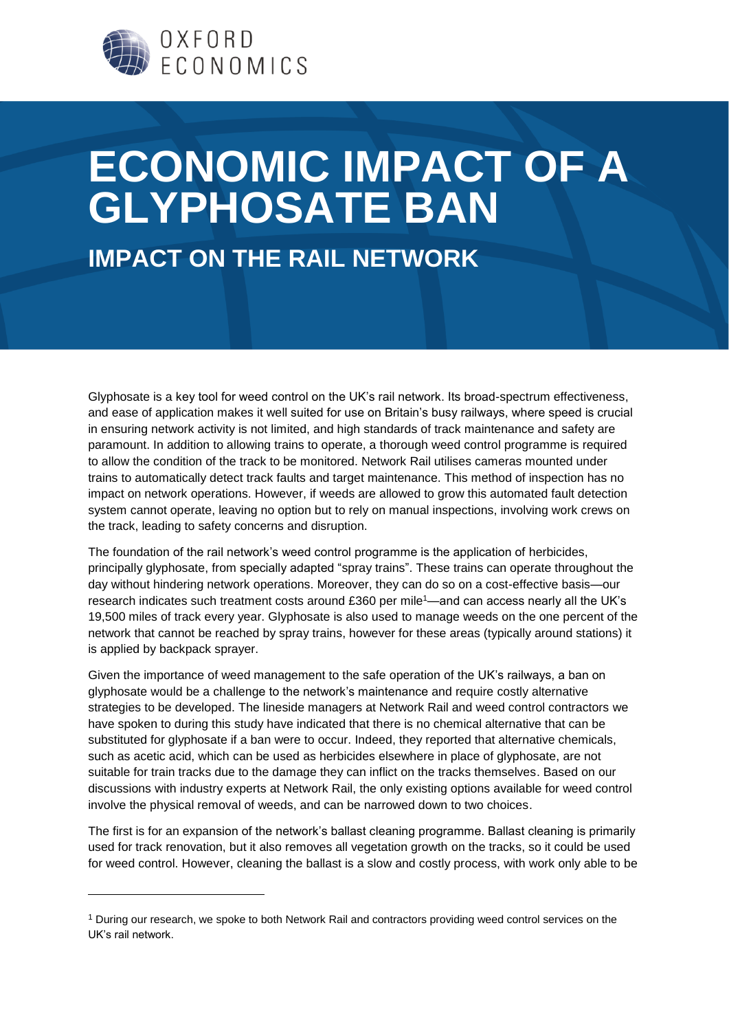# ECONOMIC IMPACT OF A GLYPHOSATE BAN

## IMPACT ON THE RAIL NETWORK

Glyphosate is a key tool for weed control on the UK's rail network. Its broad-spectrum effectiveness, and ease of application makes it well suited for use on Britain's busy railways, where speed is crucial in ensuring network activity is not limited, and high standards of track maintenance and safety are paramount. In addition to allowing trains to operate, a thorough weed control programme is required to allow the condition of the track to be monitored. Network Rail utilises cameras mounted under trains to automatically detect track faults and target maintenance. This method of inspection has no impact on network operations. However, if weeds are allowed to grow this automated fault detection system cannot operate, leaving no option but to rely on manual inspections, involving work crews on the track, leading to safety concerns and disruption.

The foundation of the rail network's weed control programme is the application of herbicides, principally glyphosate, from specially adapted "spray trains". These trains can operate throughout the day without hindering network operations. Moreover, they can do so on a cost-effective basis—our research indicates such treatment costs around £360 per mile[1]—and can access nearly all the UK's 19,500 miles of track every year. Glyphosate is also used to manage weeds on the one percent of the network that cannot be reached by spray trains, however for these areas (typically around stations) it is applied by backpack sprayer.

Given the importance of weed management to the safe operation of the UK's railways, a ban on glyphosate would be a challenge to the network's maintenance and require costly alternative strategies to be developed. The lineside managers at Network Rail and weed control contractors we have spoken to during this study have indicated that there is no chemical alternative that can be substituted for glyphosate if a ban were to occur. Indeed, they reported that alternative chemicals, such as acetic acid, which can be used as herbicides elsewhere in place of glyphosate, are not suitable for train tracks due to the damage they can inflict on the tracks themselves. Based on our discussions with industry experts at Network Rail, the only existing options available for weed control involve the physical removal of weeds, and can be narrowed down to two choices.

The first is for an expansion of the network's ballast cleaning programme. Ballast cleaning is primarily used for track renovation, but it also removes all vegetation growth on the tracks, so it could be used for weed control. However, cleaning the ballast is a slow and costly process, with work only able to be

---

[1] During our research, we spoke to both Network Rail and contractors providing weed control services on the UK's rail network.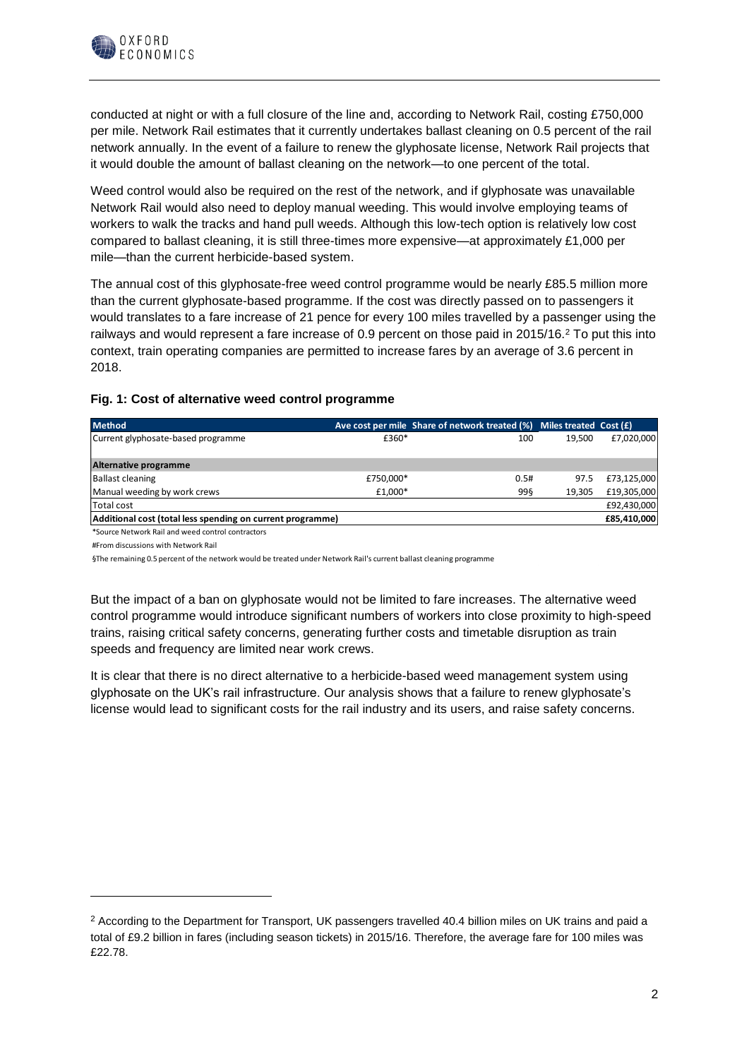conducted at night or with a full closure of the line and, according to Network Rail, costing £750,000 per mile. Network Rail estimates that it currently undertakes ballast cleaning on 0.5 percent of the rail network annually. In the event of a failure to renew the glyphosate license, Network Rail projects that it would double the amount of ballast cleaning on the network—to one percent of the total.

Weed control would also be required on the rest of the network, and if glyphosate was unavailable Network Rail would also need to deploy manual weeding. This would involve employing teams of workers to walk the tracks and hand pull weeds. Although this low-tech option is relatively low cost compared to ballast cleaning, it is still three-times more expensive—at approximately £1,000 per mile—than the current herbicide-based system.

The annual cost of this glyphosate-free weed control programme would be nearly £85.5 million more than the current glyphosate-based programme. If the cost was directly passed on to passengers it would translates to a fare increase of 21 pence for every 100 miles travelled by a passenger using the railways and would represent a fare increase of 0.9 percent on those paid in 2015/16.[2] To put this into context, train operating companies are permitted to increase fares by an average of 3.6 percent in 2018.

**Fig. 1: Cost of alternative weed control programme**

| Method | Ave cost per mile | Share of network treated (%) | Miles treated | Cost (£) |
|---|---|---|---|---|
| Current glyphosate-based programme | £360* | 100 | 19,500 | £7,020,000 |
| **Alternative programme** | | | | |
| Ballast cleaning | £750,000* | 0.5# | 97.5 | £73,125,000 |
| Manual weeding by work crews | £1,000* | 99§ | 19,305 | £19,305,000 |
| Total cost | | | | £92,430,000 |
| **Additional cost (total less spending on current programme)** | | | | **£85,410,000** |

*Source Network Rail and weed control contractors

#From discussions with Network Rail

§The remaining 0.5 percent of the network would be treated under Network Rail's current ballast cleaning programme

But the impact of a ban on glyphosate would not be limited to fare increases. The alternative weed control programme would introduce significant numbers of workers into close proximity to high-speed trains, raising critical safety concerns, generating further costs and timetable disruption as train speeds and frequency are limited near work crews.

It is clear that there is no direct alternative to a herbicide-based weed management system using glyphosate on the UK's rail infrastructure. Our analysis shows that a failure to renew glyphosate's license would lead to significant costs for the rail industry and its users, and raise safety concerns.

[2] According to the Department for Transport, UK passengers travelled 40.4 billion miles on UK trains and paid a total of £9.2 billion in fares (including season tickets) in 2015/16. Therefore, the average fare for 100 miles was £22.78.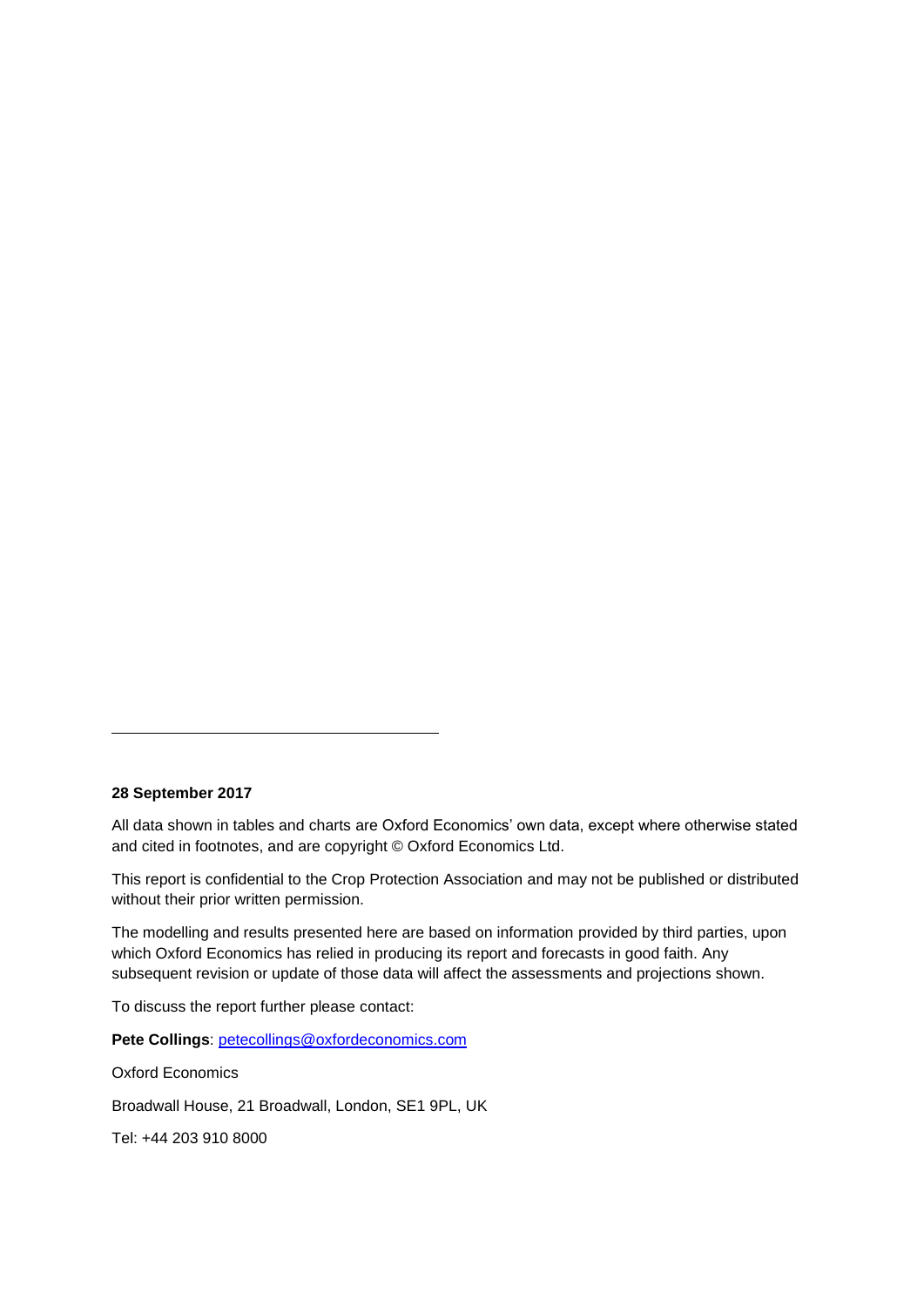**28 September 2017**

All data shown in tables and charts are Oxford Economics' own data, except where otherwise stated and cited in footnotes, and are copyright © Oxford Economics Ltd.

This report is confidential to the Crop Protection Association and may not be published or distributed without their prior written permission.

The modelling and results presented here are based on information provided by third parties, upon which Oxford Economics has relied in producing its report and forecasts in good faith. Any subsequent revision or update of those data will affect the assessments and projections shown.

To discuss the report further please contact:

**Pete Collings**: petecollings@oxfordeconomics.com

Oxford Economics

Broadwall House, 21 Broadwall, London, SE1 9PL, UK

Tel: +44 203 910 8000